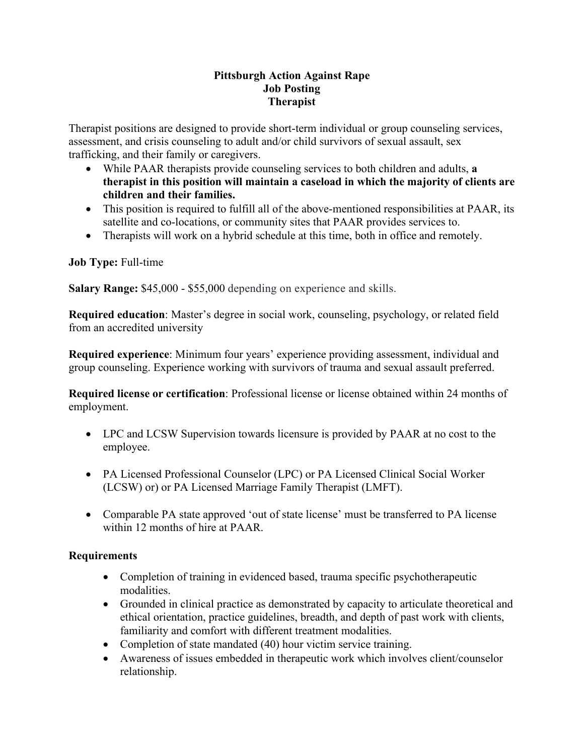# Pittsburgh Action Against Rape
## Job Posting
## Therapist

Therapist positions are designed to provide short-term individual or group counseling services, assessment, and crisis counseling to adult and/or child survivors of sexual assault, sex trafficking, and their family or caregivers.

- While PAAR therapists provide counseling services to both children and adults, **a therapist in this position will maintain a caseload in which the majority of clients are children and their families.**
- This position is required to fulfill all of the above-mentioned responsibilities at PAAR, its satellite and co-locations, or community sites that PAAR provides services to.
- Therapists will work on a hybrid schedule at this time, both in office and remotely.

**Job Type:** Full-time

**Salary Range:** $45,000 - $55,000 depending on experience and skills.

**Required education**: Master's degree in social work, counseling, psychology, or related field from an accredited university

**Required experience**: Minimum four years' experience providing assessment, individual and group counseling. Experience working with survivors of trauma and sexual assault preferred.

**Required license or certification**: Professional license or license obtained within 24 months of employment.

- LPC and LCSW Supervision towards licensure is provided by PAAR at no cost to the employee.
- PA Licensed Professional Counselor (LPC) or PA Licensed Clinical Social Worker (LCSW) or) or PA Licensed Marriage Family Therapist (LMFT).
- Comparable PA state approved 'out of state license' must be transferred to PA license within 12 months of hire at PAAR.

**Requirements**

- Completion of training in evidenced based, trauma specific psychotherapeutic modalities.
- Grounded in clinical practice as demonstrated by capacity to articulate theoretical and ethical orientation, practice guidelines, breadth, and depth of past work with clients, familiarity and comfort with different treatment modalities.
- Completion of state mandated (40) hour victim service training.
- Awareness of issues embedded in therapeutic work which involves client/counselor relationship.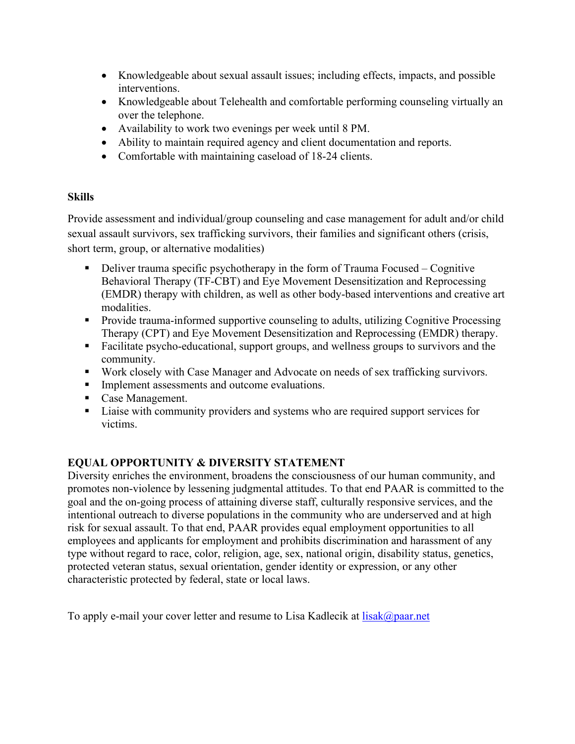- Knowledgeable about sexual assault issues; including effects, impacts, and possible interventions.
- Knowledgeable about Telehealth and comfortable performing counseling virtually an over the telephone.
- Availability to work two evenings per week until 8 PM.
- Ability to maintain required agency and client documentation and reports.
- Comfortable with maintaining caseload of 18-24 clients.

**Skills**

Provide assessment and individual/group counseling and case management for adult and/or child sexual assault survivors, sex trafficking survivors, their families and significant others (crisis, short term, group, or alternative modalities)

- Deliver trauma specific psychotherapy in the form of Trauma Focused – Cognitive Behavioral Therapy (TF-CBT) and Eye Movement Desensitization and Reprocessing (EMDR) therapy with children, as well as other body-based interventions and creative art modalities.
- Provide trauma-informed supportive counseling to adults, utilizing Cognitive Processing Therapy (CPT) and Eye Movement Desensitization and Reprocessing (EMDR) therapy.
- Facilitate psycho-educational, support groups, and wellness groups to survivors and the community.
- Work closely with Case Manager and Advocate on needs of sex trafficking survivors.
- Implement assessments and outcome evaluations.
- Case Management.
- Liaise with community providers and systems who are required support services for victims.

**EQUAL OPPORTUNITY & DIVERSITY STATEMENT**

Diversity enriches the environment, broadens the consciousness of our human community, and promotes non-violence by lessening judgmental attitudes. To that end PAAR is committed to the goal and the on-going process of attaining diverse staff, culturally responsive services, and the intentional outreach to diverse populations in the community who are underserved and at high risk for sexual assault. To that end, PAAR provides equal employment opportunities to all employees and applicants for employment and prohibits discrimination and harassment of any type without regard to race, color, religion, age, sex, national origin, disability status, genetics, protected veteran status, sexual orientation, gender identity or expression, or any other characteristic protected by federal, state or local laws.

To apply e-mail your cover letter and resume to Lisa Kadlecik at lisak@paar.net